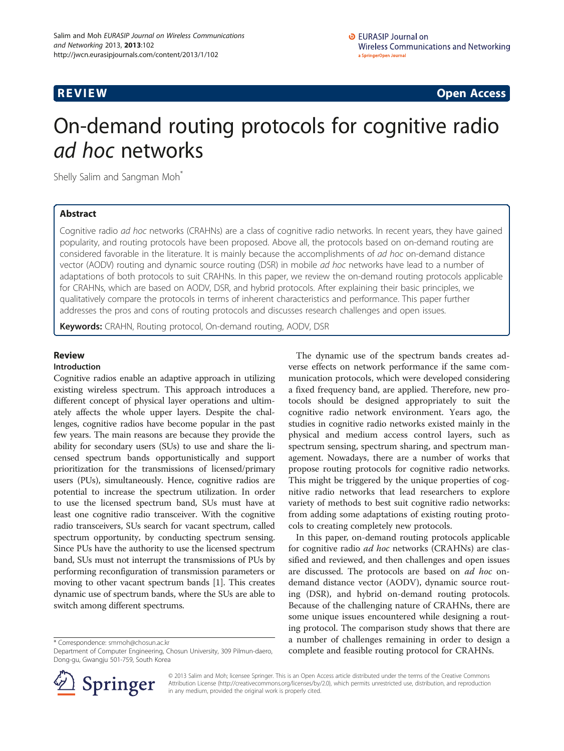**REVIEW** **Open Access**

# On-demand routing protocols for cognitive radio *ad hoc* networks

Shelly Salim and Sangman Moh*

## Abstract

Cognitive radio *ad hoc* networks (CRAHNs) are a class of cognitive radio networks. In recent years, they have gained popularity, and routing protocols have been proposed. Above all, the protocols based on on-demand routing are considered favorable in the literature. It is mainly because the accomplishments of *ad hoc* on-demand distance vector (AODV) routing and dynamic source routing (DSR) in mobile *ad hoc* networks have lead to a number of adaptations of both protocols to suit CRAHNs. In this paper, we review the on-demand routing protocols applicable for CRAHNs, which are based on AODV, DSR, and hybrid protocols. After explaining their basic principles, we qualitatively compare the protocols in terms of inherent characteristics and performance. This paper further addresses the pros and cons of routing protocols and discusses research challenges and open issues.

**Keywords:** CRAHN, Routing protocol, On-demand routing, AODV, DSR

## Review

### Introduction

Cognitive radios enable an adaptive approach in utilizing existing wireless spectrum. This approach introduces a different concept of physical layer operations and ultimately affects the whole upper layers. Despite the challenges, cognitive radios have become popular in the past few years. The main reasons are because they provide the ability for secondary users (SUs) to use and share the licensed spectrum bands opportunistically and support prioritization for the transmissions of licensed/primary users (PUs), simultaneously. Hence, cognitive radios are potential to increase the spectrum utilization. In order to use the licensed spectrum band, SUs must have at least one cognitive radio transceiver. With the cognitive radio transceivers, SUs search for vacant spectrum, called spectrum opportunity, by conducting spectrum sensing. Since PUs have the authority to use the licensed spectrum band, SUs must not interrupt the transmissions of PUs by performing reconfiguration of transmission parameters or moving to other vacant spectrum bands [1]. This creates dynamic use of spectrum bands, where the SUs are able to switch among different spectrums.

The dynamic use of the spectrum bands creates adverse effects on network performance if the same communication protocols, which were developed considering a fixed frequency band, are applied. Therefore, new protocols should be designed appropriately to suit the cognitive radio network environment. Years ago, the studies in cognitive radio networks existed mainly in the physical and medium access control layers, such as spectrum sensing, spectrum sharing, and spectrum management. Nowadays, there are a number of works that propose routing protocols for cognitive radio networks. This might be triggered by the unique properties of cognitive radio networks that lead researchers to explore variety of methods to best suit cognitive radio networks: from adding some adaptations of existing routing protocols to creating completely new protocols.

In this paper, on-demand routing protocols applicable for cognitive radio *ad hoc* networks (CRAHNs) are classified and reviewed, and then challenges and open issues are discussed. The protocols are based on *ad hoc* on-demand distance vector (AODV), dynamic source routing (DSR), and hybrid on-demand routing protocols. Because of the challenging nature of CRAHNs, there are some unique issues encountered while designing a routing protocol. The comparison study shows that there are a number of challenges remaining in order to design a complete and feasible routing protocol for CRAHNs.

\* Correspondence: smmoh@chosun.ac.kr
Department of Computer Engineering, Chosun University, 309 Pilmun-daero, Dong-gu, Gwangju 501-759, South Korea

© 2013 Salim and Moh; licensee Springer. This is an Open Access article distributed under the terms of the Creative Commons Attribution License (http://creativecommons.org/licenses/by/2.0), which permits unrestricted use, distribution, and reproduction in any medium, provided the original work is properly cited.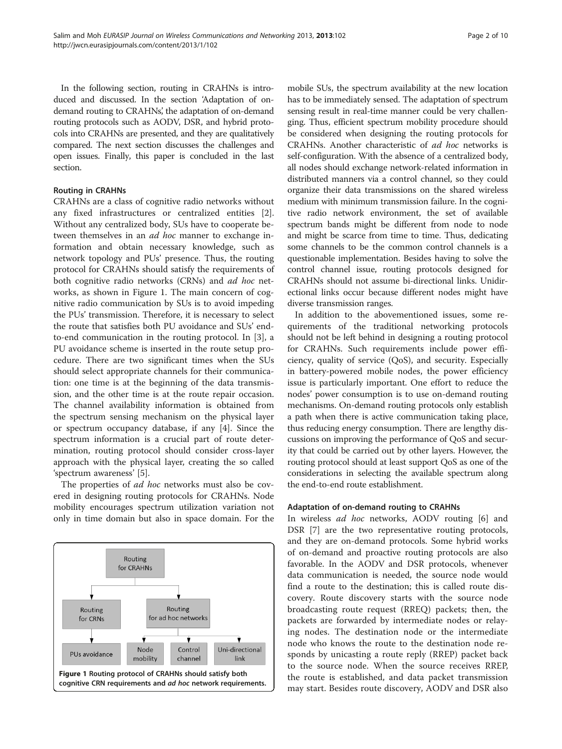In the following section, routing in CRAHNs is introduced and discussed. In the section 'Adaptation of on-demand routing to CRAHNs', the adaptation of on-demand routing protocols such as AODV, DSR, and hybrid protocols into CRAHNs are presented, and they are qualitatively compared. The next section discusses the challenges and open issues. Finally, this paper is concluded in the last section.

## Routing in CRAHNs

CRAHNs are a class of cognitive radio networks without any fixed infrastructures or centralized entities [2]. Without any centralized body, SUs have to cooperate between themselves in an *ad hoc* manner to exchange information and obtain necessary knowledge, such as network topology and PUs' presence. Thus, the routing protocol for CRAHNs should satisfy the requirements of both cognitive radio networks (CRNs) and *ad hoc* networks, as shown in Figure 1. The main concern of cognitive radio communication by SUs is to avoid impeding the PUs' transmission. Therefore, it is necessary to select the route that satisfies both PU avoidance and SUs' end-to-end communication in the routing protocol. In [3], a PU avoidance scheme is inserted in the route setup procedure. There are two significant times when the SUs should select appropriate channels for their communication: one time is at the beginning of the data transmission, and the other time is at the route repair occasion. The channel availability information is obtained from the spectrum sensing mechanism on the physical layer or spectrum occupancy database, if any [4]. Since the spectrum information is a crucial part of route determination, routing protocol should consider cross-layer approach with the physical layer, creating the so called 'spectrum awareness' [5].

The properties of *ad hoc* networks must also be covered in designing routing protocols for CRAHNs. Node mobility encourages spectrum utilization variation not only in time domain but also in space domain. For the mobile SUs, the spectrum availability at the new location has to be immediately sensed. The adaptation of spectrum sensing result in real-time manner could be very challenging. Thus, efficient spectrum mobility procedure should be considered when designing the routing protocols for CRAHNs. Another characteristic of *ad hoc* networks is self-configuration. With the absence of a centralized body, all nodes should exchange network-related information in distributed manners via a control channel, so they could organize their data transmissions on the shared wireless medium with minimum transmission failure. In the cognitive radio network environment, the set of available spectrum bands might be different from node to node and might be scarce from time to time. Thus, dedicating some channels to be the common control channels is a questionable implementation. Besides having to solve the control channel issue, routing protocols designed for CRAHNs should not assume bi-directional links. Unidirectional links occur because different nodes might have diverse transmission ranges.

Routing for CRAHNs

Routing for CRNs

Routing for ad hoc networks

PUs avoidance

Node mobility

Control channel

Uni-directional link

**Figure 1 Routing protocol of CRAHNs should satisfy both cognitive CRN requirements and *ad hoc* network requirements.**

In addition to the abovementioned issues, some requirements of the traditional networking protocols should not be left behind in designing a routing protocol for CRAHNs. Such requirements include power efficiency, quality of service (QoS), and security. Especially in battery-powered mobile nodes, the power efficiency issue is particularly important. One effort to reduce the nodes' power consumption is to use on-demand routing mechanisms. On-demand routing protocols only establish a path when there is active communication taking place, thus reducing energy consumption. There are lengthy discussions on improving the performance of QoS and security that could be carried out by other layers. However, the routing protocol should at least support QoS as one of the considerations in selecting the available spectrum along the end-to-end route establishment.

## Adaptation of on-demand routing to CRAHNs

In wireless *ad hoc* networks, AODV routing [6] and DSR [7] are the two representative routing protocols, and they are on-demand protocols. Some hybrid works of on-demand and proactive routing protocols are also favorable. In the AODV and DSR protocols, whenever data communication is needed, the source node would find a route to the destination; this is called route discovery. Route discovery starts with the source node broadcasting route request (RREQ) packets; then, the packets are forwarded by intermediate nodes or relaying nodes. The destination node or the intermediate node who knows the route to the destination node responds by unicasting a route reply (RREP) packet back to the source node. When the source receives RREP, the route is established, and data packet transmission may start. Besides route discovery, AODV and DSR also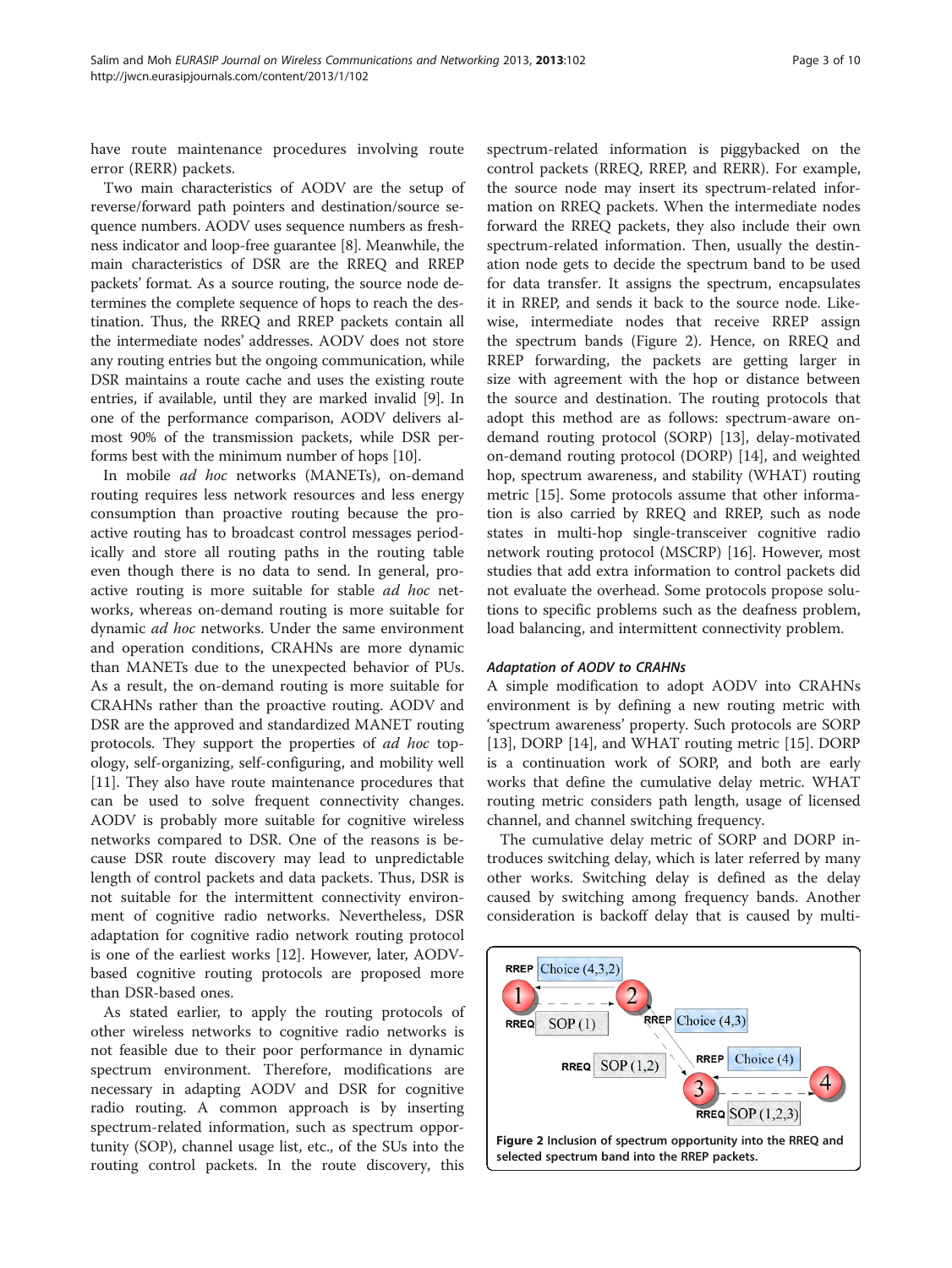have route maintenance procedures involving route error (RERR) packets.

Two main characteristics of AODV are the setup of reverse/forward path pointers and destination/source sequence numbers. AODV uses sequence numbers as freshness indicator and loop-free guarantee [8]. Meanwhile, the main characteristics of DSR are the RREQ and RREP packets' format. As a source routing, the source node determines the complete sequence of hops to reach the destination. Thus, the RREQ and RREP packets contain all the intermediate nodes' addresses. AODV does not store any routing entries but the ongoing communication, while DSR maintains a route cache and uses the existing route entries, if available, until they are marked invalid [9]. In one of the performance comparison, AODV delivers almost 90% of the transmission packets, while DSR performs best with the minimum number of hops [10].

In mobile *ad hoc* networks (MANETs), on-demand routing requires less network resources and less energy consumption than proactive routing because the proactive routing has to broadcast control messages periodically and store all routing paths in the routing table even though there is no data to send. In general, proactive routing is more suitable for stable *ad hoc* networks, whereas on-demand routing is more suitable for dynamic *ad hoc* networks. Under the same environment and operation conditions, CRAHNs are more dynamic than MANETs due to the unexpected behavior of PUs. As a result, the on-demand routing is more suitable for CRAHNs rather than the proactive routing. AODV and DSR are the approved and standardized MANET routing protocols. They support the properties of *ad hoc* topology, self-organizing, self-configuring, and mobility well [11]. They also have route maintenance procedures that can be used to solve frequent connectivity changes. AODV is probably more suitable for cognitive wireless networks compared to DSR. One of the reasons is because DSR route discovery may lead to unpredictable length of control packets and data packets. Thus, DSR is not suitable for the intermittent connectivity environment of cognitive radio networks. Nevertheless, DSR adaptation for cognitive radio network routing protocol is one of the earliest works [12]. However, later, AODV-based cognitive routing protocols are proposed more than DSR-based ones.

As stated earlier, to apply the routing protocols of other wireless networks to cognitive radio networks is not feasible due to their poor performance in dynamic spectrum environment. Therefore, modifications are necessary in adapting AODV and DSR for cognitive radio routing. A common approach is by inserting spectrum-related information, such as spectrum opportunity (SOP), channel usage list, etc., of the SUs into the routing control packets. In the route discovery, this spectrum-related information is piggybacked on the control packets (RREQ, RREP, and RERR). For example, the source node may insert its spectrum-related information on RREQ packets. When the intermediate nodes forward the RREQ packets, they also include their own spectrum-related information. Then, usually the destination node gets to decide the spectrum band to be used for data transfer. It assigns the spectrum, encapsulates it in RREP, and sends it back to the source node. Likewise, intermediate nodes that receive RREP assign the spectrum bands (Figure 2). Hence, on RREQ and RREP forwarding, the packets are getting larger in size with agreement with the hop or distance between the source and destination. The routing protocols that adopt this method are as follows: spectrum-aware on-demand routing protocol (SORP) [13], delay-motivated on-demand routing protocol (DORP) [14], and weighted hop, spectrum awareness, and stability (WHAT) routing metric [15]. Some protocols assume that other information is also carried by RREQ and RREP, such as node states in multi-hop single-transceiver cognitive radio network routing protocol (MSCRP) [16]. However, most studies that add extra information to control packets did not evaluate the overhead. Some protocols propose solutions to specific problems such as the deafness problem, load balancing, and intermittent connectivity problem.

### *Adaptation of AODV to CRAHNs*

A simple modification to adopt AODV into CRAHNs environment is by defining a new routing metric with 'spectrum awareness' property. Such protocols are SORP [13], DORP [14], and WHAT routing metric [15]. DORP is a continuation work of SORP, and both are early works that define the cumulative delay metric. WHAT routing metric considers path length, usage of licensed channel, and channel switching frequency.

The cumulative delay metric of SORP and DORP introduces switching delay, which is later referred by many other works. Switching delay is defined as the delay caused by switching among frequency bands. Another consideration is backoff delay that is caused by multi-

**Figure 2** Inclusion of spectrum opportunity into the RREQ and selected spectrum band into the RREP packets.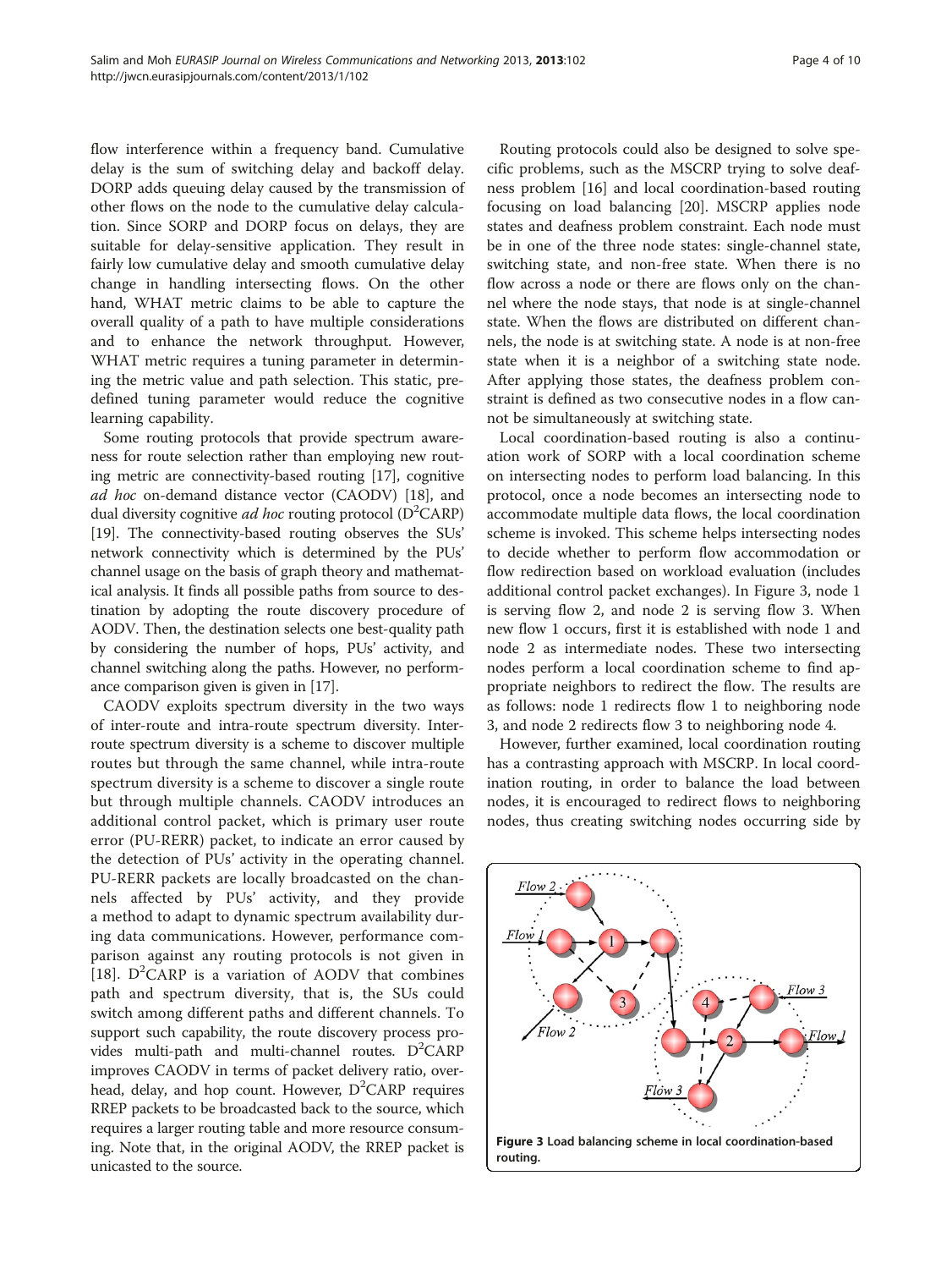flow interference within a frequency band. Cumulative delay is the sum of switching delay and backoff delay. DORP adds queuing delay caused by the transmission of other flows on the node to the cumulative delay calculation. Since SORP and DORP focus on delays, they are suitable for delay-sensitive application. They result in fairly low cumulative delay and smooth cumulative delay change in handling intersecting flows. On the other hand, WHAT metric claims to be able to capture the overall quality of a path to have multiple considerations and to enhance the network throughput. However, WHAT metric requires a tuning parameter in determining the metric value and path selection. This static, predefined tuning parameter would reduce the cognitive learning capability.

Some routing protocols that provide spectrum awareness for route selection rather than employing new routing metric are connectivity-based routing [17], cognitive *ad hoc* on-demand distance vector (CAODV) [18], and dual diversity cognitive *ad hoc* routing protocol ($D^2$CARP) [19]. The connectivity-based routing observes the SUs' network connectivity which is determined by the PUs' channel usage on the basis of graph theory and mathematical analysis. It finds all possible paths from source to destination by adopting the route discovery procedure of AODV. Then, the destination selects one best-quality path by considering the number of hops, PUs' activity, and channel switching along the paths. However, no performance comparison given is given in [17].

CAODV exploits spectrum diversity in the two ways of inter-route and intra-route spectrum diversity. Inter-route spectrum diversity is a scheme to discover multiple routes but through the same channel, while intra-route spectrum diversity is a scheme to discover a single route but through multiple channels. CAODV introduces an additional control packet, which is primary user route error (PU-RERR) packet, to indicate an error caused by the detection of PUs' activity in the operating channel. PU-RERR packets are locally broadcasted on the channels affected by PUs' activity, and they provide a method to adapt to dynamic spectrum availability during data communications. However, performance comparison against any routing protocols is not given in [18]. $D^2$CARP is a variation of AODV that combines path and spectrum diversity, that is, the SUs could switch among different paths and different channels. To support such capability, the route discovery process provides multi-path and multi-channel routes. $D^2$CARP improves CAODV in terms of packet delivery ratio, overhead, delay, and hop count. However, $D^2$CARP requires RREP packets to be broadcasted back to the source, which requires a larger routing table and more resource consuming. Note that, in the original AODV, the RREP packet is unicasted to the source.

Routing protocols could also be designed to solve specific problems, such as the MSCRP trying to solve deafness problem [16] and local coordination-based routing focusing on load balancing [20]. MSCRP applies node states and deafness problem constraint. Each node must be in one of the three node states: single-channel state, switching state, and non-free state. When there is no flow across a node or there are flows only on the channel where the node stays, that node is at single-channel state. When the flows are distributed on different channels, the node is at switching state. A node is at non-free state when it is a neighbor of a switching state node. After applying those states, the deafness problem constraint is defined as two consecutive nodes in a flow cannot be simultaneously at switching state.

Local coordination-based routing is also a continuation work of SORP with a local coordination scheme on intersecting nodes to perform load balancing. In this protocol, once a node becomes an intersecting node to accommodate multiple data flows, the local coordination scheme is invoked. This scheme helps intersecting nodes to decide whether to perform flow accommodation or flow redirection based on workload evaluation (includes additional control packet exchanges). In Figure 3, node 1 is serving flow 2, and node 2 is serving flow 3. When new flow 1 occurs, first it is established with node 1 and node 2 as intermediate nodes. These two intersecting nodes perform a local coordination scheme to find appropriate neighbors to redirect the flow. The results are as follows: node 1 redirects flow 1 to neighboring node 3, and node 2 redirects flow 3 to neighboring node 4.

However, further examined, local coordination routing has a contrasting approach with MSCRP. In local coordination routing, in order to balance the load between nodes, it is encouraged to redirect flows to neighboring nodes, thus creating switching nodes occurring side by

**Figure 3 Load balancing scheme in local coordination-based routing.**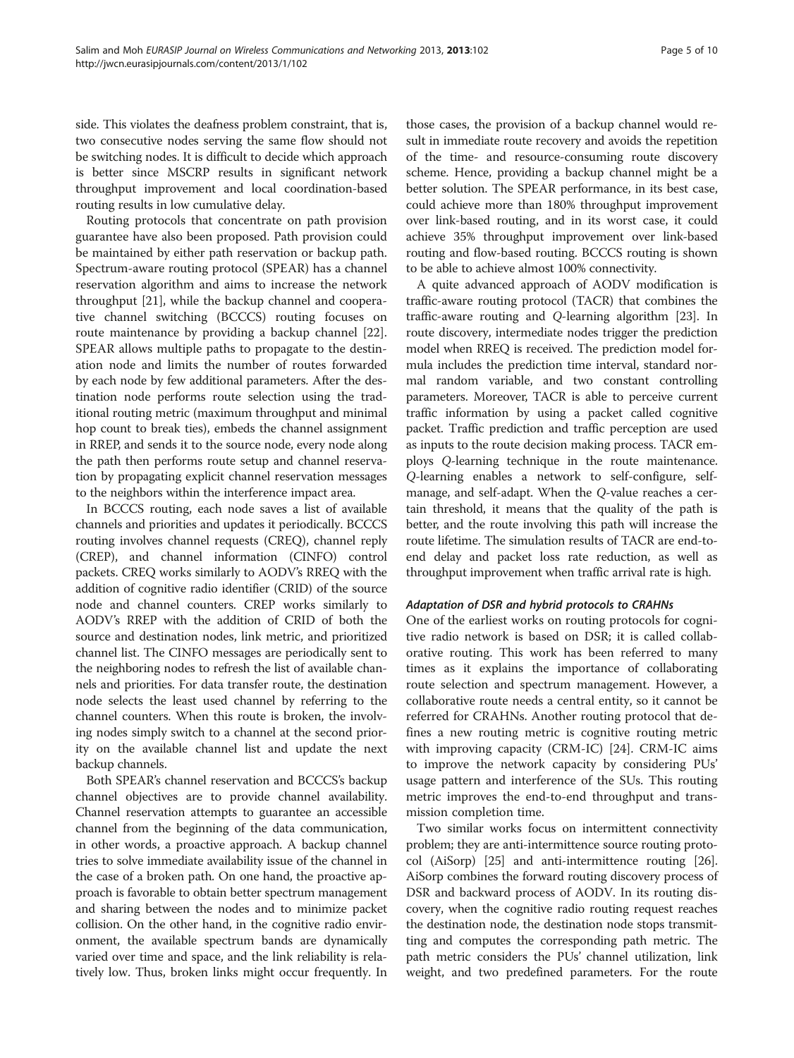side. This violates the deafness problem constraint, that is, two consecutive nodes serving the same flow should not be switching nodes. It is difficult to decide which approach is better since MSCRP results in significant network throughput improvement and local coordination-based routing results in low cumulative delay.

Routing protocols that concentrate on path provision guarantee have also been proposed. Path provision could be maintained by either path reservation or backup path. Spectrum-aware routing protocol (SPEAR) has a channel reservation algorithm and aims to increase the network throughput [21], while the backup channel and cooperative channel switching (BCCCS) routing focuses on route maintenance by providing a backup channel [22]. SPEAR allows multiple paths to propagate to the destination node and limits the number of routes forwarded by each node by few additional parameters. After the destination node performs route selection using the traditional routing metric (maximum throughput and minimal hop count to break ties), embeds the channel assignment in RREP, and sends it to the source node, every node along the path then performs route setup and channel reservation by propagating explicit channel reservation messages to the neighbors within the interference impact area.

In BCCCS routing, each node saves a list of available channels and priorities and updates it periodically. BCCCS routing involves channel requests (CREQ), channel reply (CREP), and channel information (CINFO) control packets. CREQ works similarly to AODV's RREQ with the addition of cognitive radio identifier (CRID) of the source node and channel counters. CREP works similarly to AODV's RREP with the addition of CRID of both the source and destination nodes, link metric, and prioritized channel list. The CINFO messages are periodically sent to the neighboring nodes to refresh the list of available channels and priorities. For data transfer route, the destination node selects the least used channel by referring to the channel counters. When this route is broken, the involving nodes simply switch to a channel at the second priority on the available channel list and update the next backup channels.

Both SPEAR's channel reservation and BCCCS's backup channel objectives are to provide channel availability. Channel reservation attempts to guarantee an accessible channel from the beginning of the data communication, in other words, a proactive approach. A backup channel tries to solve immediate availability issue of the channel in the case of a broken path. On one hand, the proactive approach is favorable to obtain better spectrum management and sharing between the nodes and to minimize packet collision. On the other hand, in the cognitive radio environment, the available spectrum bands are dynamically varied over time and space, and the link reliability is relatively low. Thus, broken links might occur frequently. In those cases, the provision of a backup channel would result in immediate route recovery and avoids the repetition of the time- and resource-consuming route discovery scheme. Hence, providing a backup channel might be a better solution. The SPEAR performance, in its best case, could achieve more than 180% throughput improvement over link-based routing, and in its worst case, it could achieve 35% throughput improvement over link-based routing and flow-based routing. BCCCS routing is shown to be able to achieve almost 100% connectivity.

A quite advanced approach of AODV modification is traffic-aware routing protocol (TACR) that combines the traffic-aware routing and *Q*-learning algorithm [23]. In route discovery, intermediate nodes trigger the prediction model when RREQ is received. The prediction model formula includes the prediction time interval, standard normal random variable, and two constant controlling parameters. Moreover, TACR is able to perceive current traffic information by using a packet called cognitive packet. Traffic prediction and traffic perception are used as inputs to the route decision making process. TACR employs *Q*-learning technique in the route maintenance. *Q*-learning enables a network to self-configure, self-manage, and self-adapt. When the *Q*-value reaches a certain threshold, it means that the quality of the path is better, and the route involving this path will increase the route lifetime. The simulation results of TACR are end-to-end delay and packet loss rate reduction, as well as throughput improvement when traffic arrival rate is high.

#### *Adaptation of DSR and hybrid protocols to CRAHNs*

One of the earliest works on routing protocols for cognitive radio network is based on DSR; it is called collaborative routing. This work has been referred to many times as it explains the importance of collaborating route selection and spectrum management. However, a collaborative route needs a central entity, so it cannot be referred for CRAHNs. Another routing protocol that defines a new routing metric is cognitive routing metric with improving capacity (CRM-IC) [24]. CRM-IC aims to improve the network capacity by considering PUs' usage pattern and interference of the SUs. This routing metric improves the end-to-end throughput and transmission completion time.

Two similar works focus on intermittent connectivity problem; they are anti-intermittence source routing protocol (AiSorp) [25] and anti-intermittence routing [26]. AiSorp combines the forward routing discovery process of DSR and backward process of AODV. In its routing discovery, when the cognitive radio routing request reaches the destination node, the destination node stops transmitting and computes the corresponding path metric. The path metric considers the PUs' channel utilization, link weight, and two predefined parameters. For the route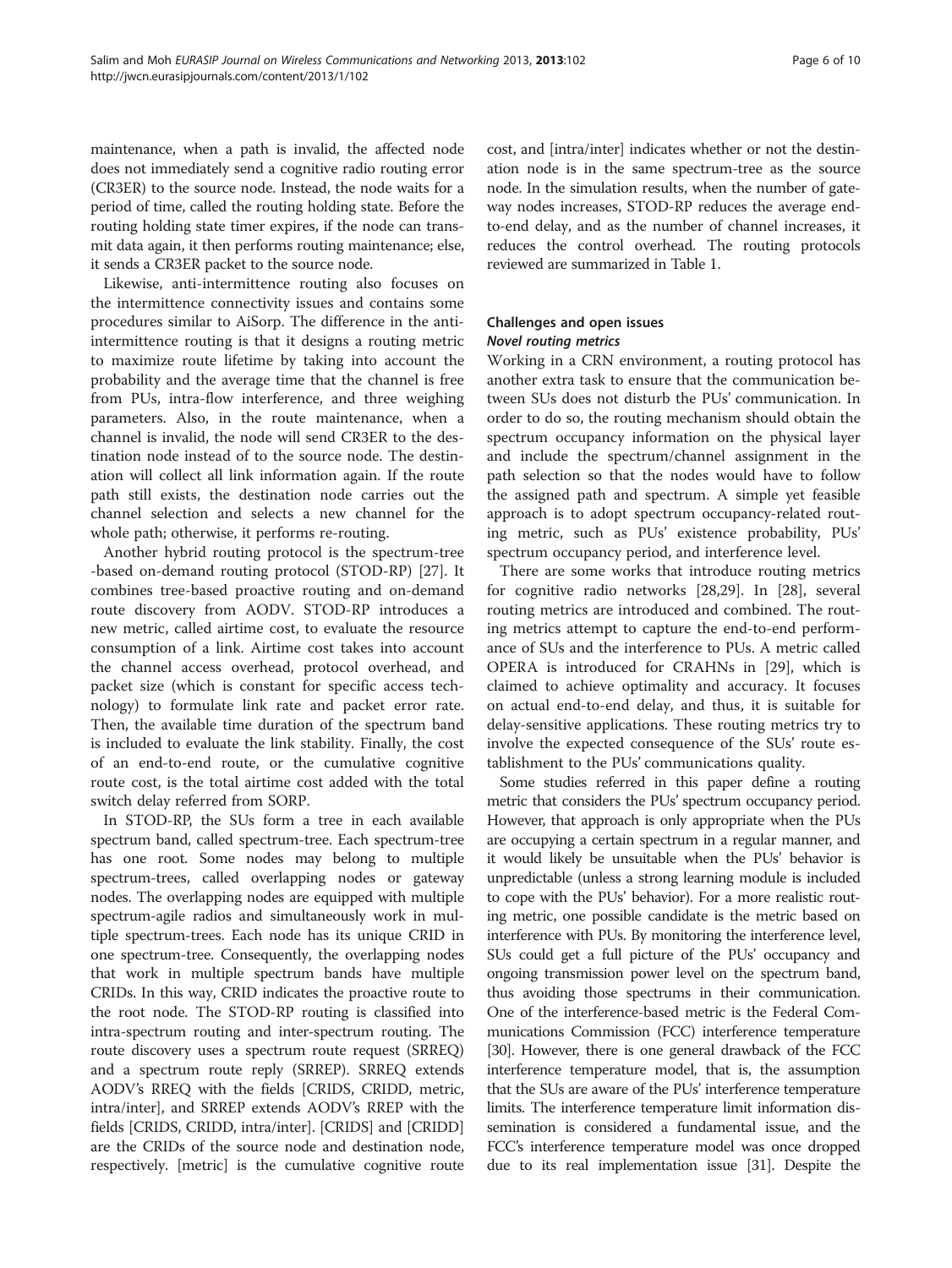maintenance, when a path is invalid, the affected node does not immediately send a cognitive radio routing error (CR3ER) to the source node. Instead, the node waits for a period of time, called the routing holding state. Before the routing holding state timer expires, if the node can transmit data again, it then performs routing maintenance; else, it sends a CR3ER packet to the source node.

Likewise, anti-intermittence routing also focuses on the intermittence connectivity issues and contains some procedures similar to AiSorp. The difference in the anti-intermittence routing is that it designs a routing metric to maximize route lifetime by taking into account the probability and the average time that the channel is free from PUs, intra-flow interference, and three weighing parameters. Also, in the route maintenance, when a channel is invalid, the node will send CR3ER to the destination node instead of to the source node. The destination will collect all link information again. If the route path still exists, the destination node carries out the channel selection and selects a new channel for the whole path; otherwise, it performs re-routing.

Another hybrid routing protocol is the spectrum-tree -based on-demand routing protocol (STOD-RP) [27]. It combines tree-based proactive routing and on-demand route discovery from AODV. STOD-RP introduces a new metric, called airtime cost, to evaluate the resource consumption of a link. Airtime cost takes into account the channel access overhead, protocol overhead, and packet size (which is constant for specific access technology) to formulate link rate and packet error rate. Then, the available time duration of the spectrum band is included to evaluate the link stability. Finally, the cost of an end-to-end route, or the cumulative cognitive route cost, is the total airtime cost added with the total switch delay referred from SORP.

In STOD-RP, the SUs form a tree in each available spectrum band, called spectrum-tree. Each spectrum-tree has one root. Some nodes may belong to multiple spectrum-trees, called overlapping nodes or gateway nodes. The overlapping nodes are equipped with multiple spectrum-agile radios and simultaneously work in multiple spectrum-trees. Each node has its unique CRID in one spectrum-tree. Consequently, the overlapping nodes that work in multiple spectrum bands have multiple CRIDs. In this way, CRID indicates the proactive route to the root node. The STOD-RP routing is classified into intra-spectrum routing and inter-spectrum routing. The route discovery uses a spectrum route request (SRREQ) and a spectrum route reply (SRREP). SRREQ extends AODV's RREQ with the fields [CRIDS, CRIDD, metric, intra/inter], and SRREP extends AODV's RREP with the fields [CRIDS, CRIDD, intra/inter]. [CRIDS] and [CRIDD] are the CRIDs of the source node and destination node, respectively. [metric] is the cumulative cognitive route cost, and [intra/inter] indicates whether or not the destination node is in the same spectrum-tree as the source node. In the simulation results, when the number of gateway nodes increases, STOD-RP reduces the average end-to-end delay, and as the number of channel increases, it reduces the control overhead. The routing protocols reviewed are summarized in Table 1.

## Challenges and open issues

### *Novel routing metrics*

Working in a CRN environment, a routing protocol has another extra task to ensure that the communication between SUs does not disturb the PUs' communication. In order to do so, the routing mechanism should obtain the spectrum occupancy information on the physical layer and include the spectrum/channel assignment in the path selection so that the nodes would have to follow the assigned path and spectrum. A simple yet feasible approach is to adopt spectrum occupancy-related routing metric, such as PUs' existence probability, PUs' spectrum occupancy period, and interference level.

There are some works that introduce routing metrics for cognitive radio networks [28,29]. In [28], several routing metrics are introduced and combined. The routing metrics attempt to capture the end-to-end performance of SUs and the interference to PUs. A metric called OPERA is introduced for CRAHNs in [29], which is claimed to achieve optimality and accuracy. It focuses on actual end-to-end delay, and thus, it is suitable for delay-sensitive applications. These routing metrics try to involve the expected consequence of the SUs' route establishment to the PUs' communications quality.

Some studies referred in this paper define a routing metric that considers the PUs' spectrum occupancy period. However, that approach is only appropriate when the PUs are occupying a certain spectrum in a regular manner, and it would likely be unsuitable when the PUs' behavior is unpredictable (unless a strong learning module is included to cope with the PUs' behavior). For a more realistic routing metric, one possible candidate is the metric based on interference with PUs. By monitoring the interference level, SUs could get a full picture of the PUs' occupancy and ongoing transmission power level on the spectrum band, thus avoiding those spectrums in their communication. One of the interference-based metric is the Federal Communications Commission (FCC) interference temperature [30]. However, there is one general drawback of the FCC interference temperature model, that is, the assumption that the SUs are aware of the PUs' interference temperature limits. The interference temperature limit information dissemination is considered a fundamental issue, and the FCC's interference temperature model was once dropped due to its real implementation issue [31]. Despite the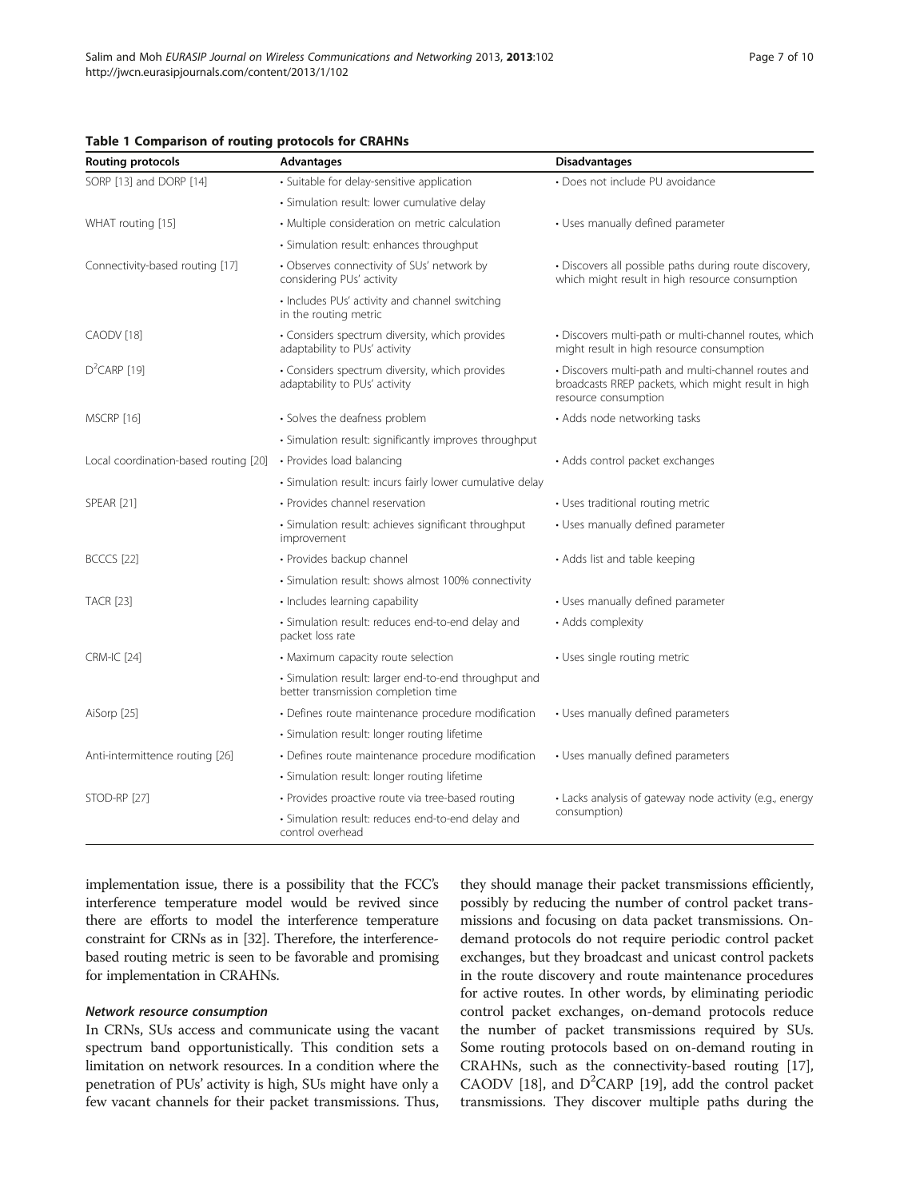**Table 1 Comparison of routing protocols for CRAHNs**

| Routing protocols | Advantages | Disadvantages |
|---|---|---|
| SORP [13] and DORP [14] | • Suitable for delay-sensitive application | • Does not include PU avoidance |
| | • Simulation result: lower cumulative delay | |
| WHAT routing [15] | • Multiple consideration on metric calculation | • Uses manually defined parameter |
| | • Simulation result: enhances throughput | |
| Connectivity-based routing [17] | • Observes connectivity of SUs' network by considering PUs' activity | • Discovers all possible paths during route discovery, which might result in high resource consumption |
| | • Includes PUs' activity and channel switching in the routing metric | |
| CAODV [18] | • Considers spectrum diversity, which provides adaptability to PUs' activity | • Discovers multi-path or multi-channel routes, which might result in high resource consumption |
| $D^2$CARP [19] | • Considers spectrum diversity, which provides adaptability to PUs' activity | • Discovers multi-path and multi-channel routes and broadcasts RREP packets, which might result in high resource consumption |
| MSCRP [16] | • Solves the deafness problem | • Adds node networking tasks |
| | • Simulation result: significantly improves throughput | |
| Local coordination-based routing [20] | • Provides load balancing | • Adds control packet exchanges |
| | • Simulation result: incurs fairly lower cumulative delay | |
| SPEAR [21] | • Provides channel reservation | • Uses traditional routing metric |
| | • Simulation result: achieves significant throughput improvement | • Uses manually defined parameter |
| BCCCS [22] | • Provides backup channel | • Adds list and table keeping |
| | • Simulation result: shows almost 100% connectivity | |
| TACR [23] | • Includes learning capability | • Uses manually defined parameter |
| | • Simulation result: reduces end-to-end delay and packet loss rate | • Adds complexity |
| CRM-IC [24] | • Maximum capacity route selection | • Uses single routing metric |
| | • Simulation result: larger end-to-end throughput and better transmission completion time | |
| AiSorp [25] | • Defines route maintenance procedure modification | • Uses manually defined parameters |
| | • Simulation result: longer routing lifetime | |
| Anti-intermittence routing [26] | • Defines route maintenance procedure modification | • Uses manually defined parameters |
| | • Simulation result: longer routing lifetime | |
| STOD-RP [27] | • Provides proactive route via tree-based routing | • Lacks analysis of gateway node activity (e.g., energy consumption) |
| | • Simulation result: reduces end-to-end delay and control overhead | |

implementation issue, there is a possibility that the FCC's interference temperature model would be revived since there are efforts to model the interference temperature constraint for CRNs as in [32]. Therefore, the interference-based routing metric is seen to be favorable and promising for implementation in CRAHNs.

#### *Network resource consumption*

In CRNs, SUs access and communicate using the vacant spectrum band opportunistically. This condition sets a limitation on network resources. In a condition where the penetration of PUs' activity is high, SUs might have only a few vacant channels for their packet transmissions. Thus, they should manage their packet transmissions efficiently, possibly by reducing the number of control packet transmissions and focusing on data packet transmissions. On-demand protocols do not require periodic control packet exchanges, but they broadcast and unicast control packets in the route discovery and route maintenance procedures for active routes. In other words, by eliminating periodic control packet exchanges, on-demand protocols reduce the number of packet transmissions required by SUs. Some routing protocols based on on-demand routing in CRAHNs, such as the connectivity-based routing [17], CAODV [18], and $D^2$CARP [19], add the control packet transmissions. They discover multiple paths during the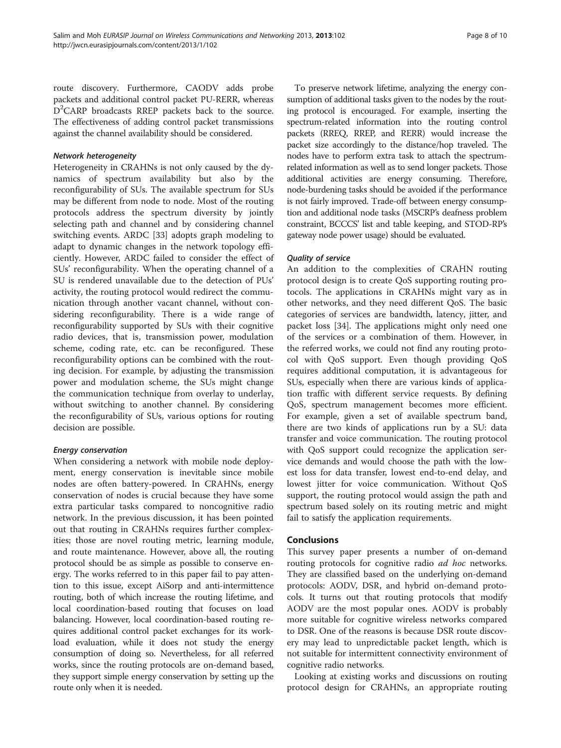route discovery. Furthermore, CAODV adds probe packets and additional control packet PU-RERR, whereas $D^2$CARP broadcasts RREP packets back to the source. The effectiveness of adding control packet transmissions against the channel availability should be considered.

#### *Network heterogeneity*

Heterogeneity in CRAHNs is not only caused by the dynamics of spectrum availability but also by the reconfigurability of SUs. The available spectrum for SUs may be different from node to node. Most of the routing protocols address the spectrum diversity by jointly selecting path and channel and by considering channel switching events. ARDC [33] adopts graph modeling to adapt to dynamic changes in the network topology efficiently. However, ARDC failed to consider the effect of SUs' reconfigurability. When the operating channel of a SU is rendered unavailable due to the detection of PUs' activity, the routing protocol would redirect the communication through another vacant channel, without considering reconfigurability. There is a wide range of reconfigurability supported by SUs with their cognitive radio devices, that is, transmission power, modulation scheme, coding rate, etc. can be reconfigured. These reconfigurability options can be combined with the routing decision. For example, by adjusting the transmission power and modulation scheme, the SUs might change the communication technique from overlay to underlay, without switching to another channel. By considering the reconfigurability of SUs, various options for routing decision are possible.

#### *Energy conservation*

When considering a network with mobile node deployment, energy conservation is inevitable since mobile nodes are often battery-powered. In CRAHNs, energy conservation of nodes is crucial because they have some extra particular tasks compared to noncognitive radio network. In the previous discussion, it has been pointed out that routing in CRAHNs requires further complexities; those are novel routing metric, learning module, and route maintenance. However, above all, the routing protocol should be as simple as possible to conserve energy. The works referred to in this paper fail to pay attention to this issue, except AiSorp and anti-intermittence routing, both of which increase the routing lifetime, and local coordination-based routing that focuses on load balancing. However, local coordination-based routing requires additional control packet exchanges for its workload evaluation, while it does not study the energy consumption of doing so. Nevertheless, for all referred works, since the routing protocols are on-demand based, they support simple energy conservation by setting up the route only when it is needed.

To preserve network lifetime, analyzing the energy consumption of additional tasks given to the nodes by the routing protocol is encouraged. For example, inserting the spectrum-related information into the routing control packets (RREQ, RREP, and RERR) would increase the packet size accordingly to the distance/hop traveled. The nodes have to perform extra task to attach the spectrum-related information as well as to send longer packets. Those additional activities are energy consuming. Therefore, node-burdening tasks should be avoided if the performance is not fairly improved. Trade-off between energy consumption and additional node tasks (MSCRP's deafness problem constraint, BCCCS' list and table keeping, and STOD-RP's gateway node power usage) should be evaluated.

#### *Quality of service*

An addition to the complexities of CRAHN routing protocol design is to create QoS supporting routing protocols. The applications in CRAHNs might vary as in other networks, and they need different QoS. The basic categories of services are bandwidth, latency, jitter, and packet loss [34]. The applications might only need one of the services or a combination of them. However, in the referred works, we could not find any routing protocol with QoS support. Even though providing QoS requires additional computation, it is advantageous for SUs, especially when there are various kinds of application traffic with different service requests. By defining QoS, spectrum management becomes more efficient. For example, given a set of available spectrum band, there are two kinds of applications run by a SU: data transfer and voice communication. The routing protocol with QoS support could recognize the application service demands and would choose the path with the lowest loss for data transfer, lowest end-to-end delay, and lowest jitter for voice communication. Without QoS support, the routing protocol would assign the path and spectrum based solely on its routing metric and might fail to satisfy the application requirements.

## Conclusions

This survey paper presents a number of on-demand routing protocols for cognitive radio *ad hoc* networks. They are classified based on the underlying on-demand protocols: AODV, DSR, and hybrid on-demand protocols. It turns out that routing protocols that modify AODV are the most popular ones. AODV is probably more suitable for cognitive wireless networks compared to DSR. One of the reasons is because DSR route discovery may lead to unpredictable packet length, which is not suitable for intermittent connectivity environment of cognitive radio networks.

Looking at existing works and discussions on routing protocol design for CRAHNs, an appropriate routing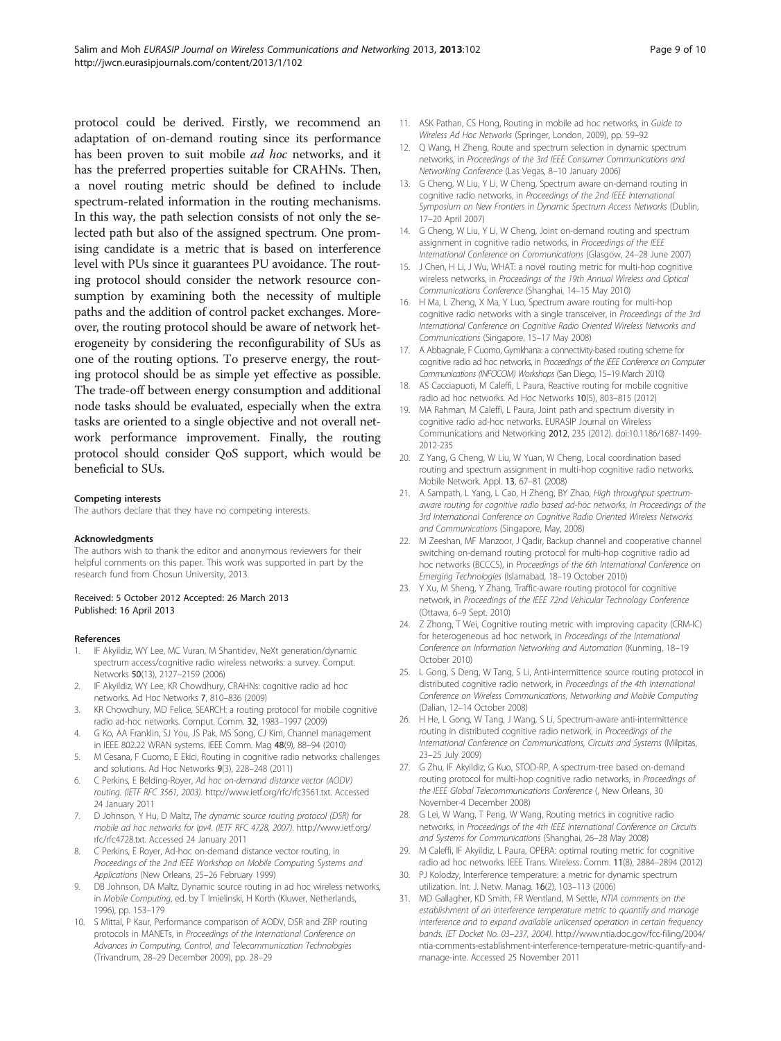protocol could be derived. Firstly, we recommend an adaptation of on-demand routing since its performance has been proven to suit mobile *ad hoc* networks, and it has the preferred properties suitable for CRAHNs. Then, a novel routing metric should be defined to include spectrum-related information in the routing mechanisms. In this way, the path selection consists of not only the selected path but also of the assigned spectrum. One promising candidate is a metric that is based on interference level with PUs since it guarantees PU avoidance. The routing protocol should consider the network resource consumption by examining both the necessity of multiple paths and the addition of control packet exchanges. Moreover, the routing protocol should be aware of network heterogeneity by considering the reconfigurability of SUs as one of the routing options. To preserve energy, the routing protocol should be as simple yet effective as possible. The trade-off between energy consumption and additional node tasks should be evaluated, especially when the extra tasks are oriented to a single objective and not overall network performance improvement. Finally, the routing protocol should consider QoS support, which would be beneficial to SUs.

#### Competing interests

The authors declare that they have no competing interests.

#### Acknowledgments

The authors wish to thank the editor and anonymous reviewers for their helpful comments on this paper. This work was supported in part by the research fund from Chosun University, 2013.

Received: 5 October 2012 Accepted: 26 March 2013
Published: 16 April 2013

#### References

1. IF Akyildiz, WY Lee, MC Vuran, M Shantidev, NeXt generation/dynamic spectrum access/cognitive radio wireless networks: a survey. Comput. Networks **50**(13), 2127–2159 (2006)
2. IF Akyildiz, WY Lee, KR Chowdhury, CRAHNs: cognitive radio ad hoc networks. Ad Hoc Networks **7**, 810–836 (2009)
3. KR Chowdhury, MD Felice, SEARCH: a routing protocol for mobile cognitive radio ad-hoc networks. Comput. Comm. **32**, 1983–1997 (2009)
4. G Ko, AA Franklin, SJ You, JS Pak, MS Song, CJ Kim, Channel management in IEEE 802.22 WRAN systems. IEEE Comm. Mag **48**(9), 88–94 (2010)
5. M Cesana, F Cuomo, E Ekici, Routing in cognitive radio networks: challenges and solutions. Ad Hoc Networks **9**(3), 228–248 (2011)
6. C Perkins, E Belding-Royer, *Ad hoc on-demand distance vector (AODV) routing. (IETF RFC 3561, 2003)*. http://www.ietf.org/rfc/rfc3561.txt. Accessed 24 January 2011
7. D Johnson, Y Hu, D Maltz, *The dynamic source routing protocol (DSR) for mobile ad hoc networks for Ipv4. (IETF RFC 4728, 2007)*. http://www.ietf.org/rfc/rfc4728.txt. Accessed 24 January 2011
8. C Perkins, E Royer, Ad-hoc on-demand distance vector routing, in *Proceedings of the 2nd IEEE Workshop on Mobile Computing Systems and Applications* (New Orleans, 25–26 February 1999)
9. DB Johnson, DA Maltz, Dynamic source routing in ad hoc wireless networks, in *Mobile Computing*, ed. by T Imielinski, H Korth (Kluwer, Netherlands, 1996), pp. 153–179
10. S Mittal, P Kaur, Performance comparison of AODV, DSR and ZRP routing protocols in MANETs, in *Proceedings of the International Conference on Advances in Computing, Control, and Telecommunication Technologies* (Trivandrum, 28–29 December 2009), pp. 28–29
11. ASK Pathan, CS Hong, Routing in mobile ad hoc networks, in *Guide to Wireless Ad Hoc Networks* (Springer, London, 2009), pp. 59–92
12. Q Wang, H Zheng, Route and spectrum selection in dynamic spectrum networks, in *Proceedings of the 3rd IEEE Consumer Communications and Networking Conference* (Las Vegas, 8–10 January 2006)
13. G Cheng, W Liu, Y Li, W Cheng, Spectrum aware on-demand routing in cognitive radio networks, in *Proceedings of the 2nd IEEE International Symposium on New Frontiers in Dynamic Spectrum Access Networks* (Dublin, 17–20 April 2007)
14. G Cheng, W Liu, Y Li, W Cheng, Joint on-demand routing and spectrum assignment in cognitive radio networks, in *Proceedings of the IEEE International Conference on Communications* (Glasgow, 24–28 June 2007)
15. J Chen, H Li, J Wu, WHAT: a novel routing metric for multi-hop cognitive wireless networks, in *Proceedings of the 19th Annual Wireless and Optical Communications Conference* (Shanghai, 14–15 May 2010)
16. H Ma, L Zheng, X Ma, Y Luo, Spectrum aware routing for multi-hop cognitive radio networks with a single transceiver, in *Proceedings of the 3rd International Conference on Cognitive Radio Oriented Wireless Networks and Communications* (Singapore, 15–17 May 2008)
17. A Abbagnale, F Cuomo, Gymkhana: a connectivity-based routing scheme for cognitive radio ad hoc networks, in *Proceedings of the IEEE Conference on Computer Communications (INFOCOM) Workshops* (San Diego, 15–19 March 2010)
18. AS Cacciapuoti, M Caleffi, L Paura, Reactive routing for mobile cognitive radio ad hoc networks. Ad Hoc Networks **10**(5), 803–815 (2012)
19. MA Rahman, M Caleffi, L Paura, Joint path and spectrum diversity in cognitive radio ad-hoc networks. EURASIP Journal on Wireless Communications and Networking **2012**, 235 (2012). doi:10.1186/1687-1499-2012-235
20. Z Yang, G Cheng, W Liu, W Yuan, W Cheng, Local coordination based routing and spectrum assignment in multi-hop cognitive radio networks. Mobile Network. Appl. **13**, 67–81 (2008)
21. A Sampath, L Yang, L Cao, H Zheng, BY Zhao, *High throughput spectrum-aware routing for cognitive radio based ad-hoc networks, in Proceedings of the 3rd International Conference on Cognitive Radio Oriented Wireless Networks and Communications* (Singapore, May, 2008)
22. M Zeeshan, MF Manzoor, J Qadir, Backup channel and cooperative channel switching on-demand routing protocol for multi-hop cognitive radio ad hoc networks (BCCCS), in *Proceedings of the 6th International Conference on Emerging Technologies* (Islamabad, 18–19 October 2010)
23. Y Xu, M Sheng, Y Zhang, Traffic-aware routing protocol for cognitive network, in *Proceedings of the IEEE 72nd Vehicular Technology Conference* (Ottawa, 6–9 Sept. 2010)
24. Z Zhong, T Wei, Cognitive routing metric with improving capacity (CRM-IC) for heterogeneous ad hoc network, in *Proceedings of the International Conference on Information Networking and Automation* (Kunming, 18–19 October 2010)
25. L Gong, S Deng, W Tang, S Li, Anti-intermittence source routing protocol in distributed cognitive radio network, in *Proceedings of the 4th International Conference on Wireless Communications, Networking and Mobile Computing* (Dalian, 12–14 October 2008)
26. H He, L Gong, W Tang, J Wang, S Li, Spectrum-aware anti-intermittence routing in distributed cognitive radio network, in *Proceedings of the International Conference on Communications, Circuits and Systems* (Milpitas, 23–25 July 2009)
27. G Zhu, IF Akyildiz, G Kuo, STOD-RP, A spectrum-tree based on-demand routing protocol for multi-hop cognitive radio networks, in *Proceedings of the IEEE Global Telecommunications Conference* (, New Orleans, 30 November-4 December 2008)
28. G Lei, W Wang, T Peng, W Wang, Routing metrics in cognitive radio networks, in *Proceedings of the 4th IEEE International Conference on Circuits and Systems for Communications* (Shanghai, 26–28 May 2008)
29. M Caleffi, IF Akyildiz, L Paura, OPERA: optimal routing metric for cognitive radio ad hoc networks. IEEE Trans. Wireless. Comm. **11**(8), 2884–2894 (2012)
30. PJ Kolodzy, Interference temperature: a metric for dynamic spectrum utilization. Int. J. Netw. Manag. **16**(2), 103–113 (2006)
31. MD Gallagher, KD Smith, FR Wentland, M Settle, *NTIA comments on the establishment of an interference temperature metric to quantify and manage interference and to expand available unlicensed operation in certain frequency bands. (ET Docket No. 03–237, 2004)*. http://www.ntia.doc.gov/fcc-filing/2004/ntia-comments-establishment-interference-temperature-metric-quantify-and-manage-inte. Accessed 25 November 2011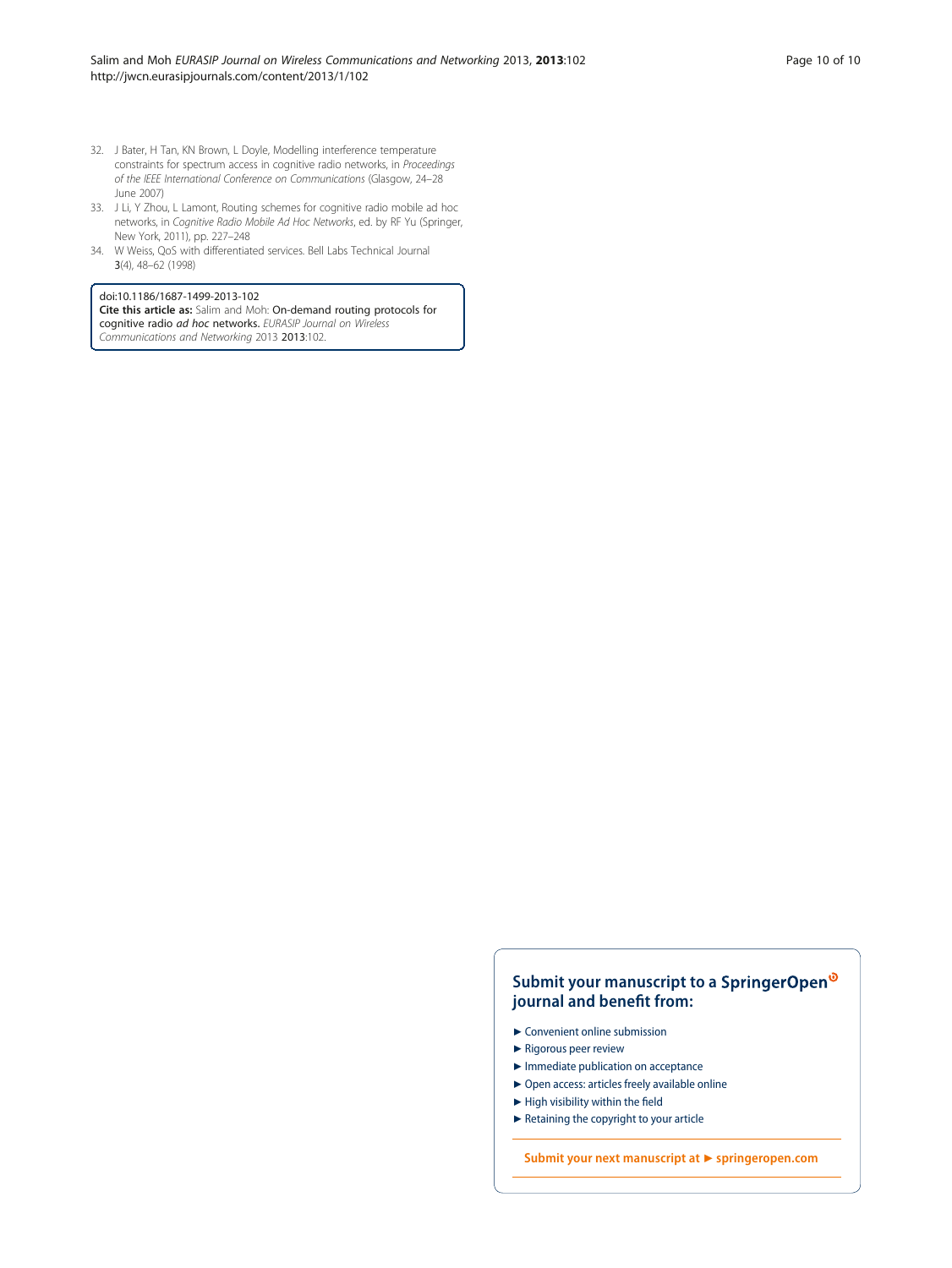32. J Bater, H Tan, KN Brown, L Doyle, Modelling interference temperature constraints for spectrum access in cognitive radio networks, in *Proceedings of the IEEE International Conference on Communications* (Glasgow, 24–28 June 2007)
33. J Li, Y Zhou, L Lamont, Routing schemes for cognitive radio mobile ad hoc networks, in *Cognitive Radio Mobile Ad Hoc Networks*, ed. by RF Yu (Springer, New York, 2011), pp. 227–248
34. W Weiss, QoS with differentiated services. Bell Labs Technical Journal **3**(4), 48–62 (1998)

doi:10.1186/1687-1499-2013-102
**Cite this article as:** Salim and Moh: On-demand routing protocols for cognitive radio *ad hoc* networks. *EURASIP Journal on Wireless Communications and Networking* 2013 **2013**:102.

**Submit your manuscript to a SpringerOpen journal and benefit from:**

- ► Convenient online submission
- ► Rigorous peer review
- ► Immediate publication on acceptance
- ► Open access: articles freely available online
- ► High visibility within the field
- ► Retaining the copyright to your article

**Submit your next manuscript at ► springeropen.com**